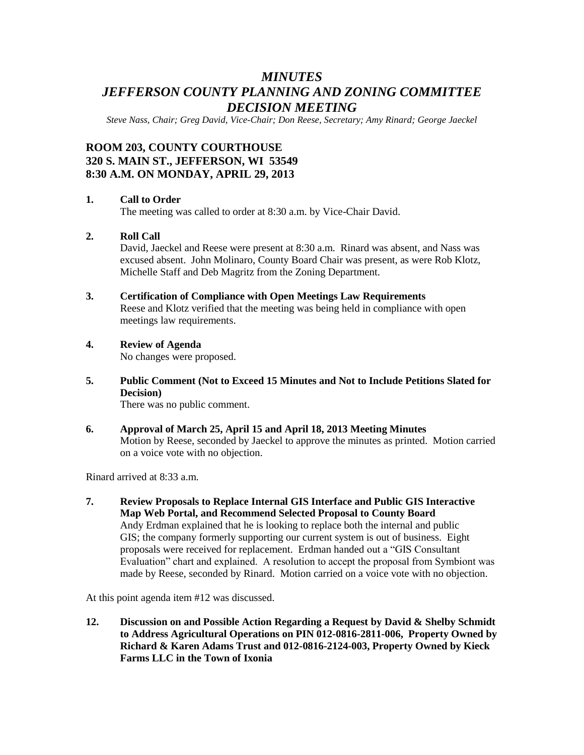# *MINUTES*
# *JEFFERSON COUNTY PLANNING AND ZONING COMMITTEE DECISION MEETING*

*Steve Nass, Chair; Greg David, Vice-Chair; Don Reese, Secretary; Amy Rinard; George Jaeckel*

## ROOM 203, COUNTY COURTHOUSE
## 320 S. MAIN ST., JEFFERSON, WI 53549
## 8:30 A.M. ON MONDAY, APRIL 29, 2013

**1. Call to Order**

The meeting was called to order at 8:30 a.m. by Vice-Chair David.

**2. Roll Call**

David, Jaeckel and Reese were present at 8:30 a.m. Rinard was absent, and Nass was excused absent. John Molinaro, County Board Chair was present, as were Rob Klotz, Michelle Staff and Deb Magritz from the Zoning Department.

**3. Certification of Compliance with Open Meetings Law Requirements**

Reese and Klotz verified that the meeting was being held in compliance with open meetings law requirements.

**4. Review of Agenda**

No changes were proposed.

**5. Public Comment (Not to Exceed 15 Minutes and Not to Include Petitions Slated for Decision)**

There was no public comment.

**6. Approval of March 25, April 15 and April 18, 2013 Meeting Minutes**

Motion by Reese, seconded by Jaeckel to approve the minutes as printed. Motion carried on a voice vote with no objection.

Rinard arrived at 8:33 a.m.

**7. Review Proposals to Replace Internal GIS Interface and Public GIS Interactive Map Web Portal, and Recommend Selected Proposal to County Board**

Andy Erdman explained that he is looking to replace both the internal and public GIS; the company formerly supporting our current system is out of business. Eight proposals were received for replacement. Erdman handed out a "GIS Consultant Evaluation" chart and explained. A resolution to accept the proposal from Symbiont was made by Reese, seconded by Rinard. Motion carried on a voice vote with no objection.

At this point agenda item #12 was discussed.

**12. Discussion on and Possible Action Regarding a Request by David & Shelby Schmidt to Address Agricultural Operations on PIN 012-0816-2811-006, Property Owned by Richard & Karen Adams Trust and 012-0816-2124-003, Property Owned by Kieck Farms LLC in the Town of Ixonia**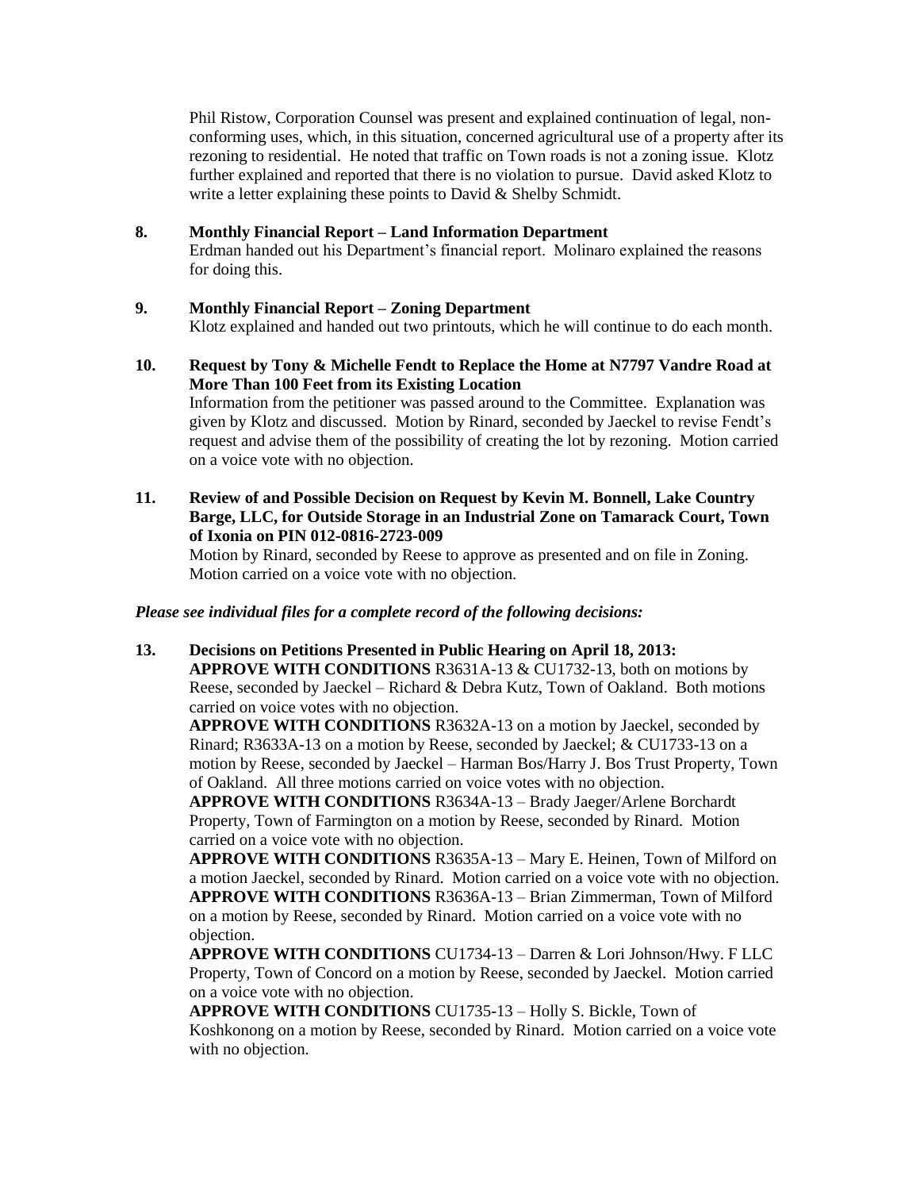Phil Ristow, Corporation Counsel was present and explained continuation of legal, non-conforming uses, which, in this situation, concerned agricultural use of a property after its rezoning to residential. He noted that traffic on Town roads is not a zoning issue. Klotz further explained and reported that there is no violation to pursue. David asked Klotz to write a letter explaining these points to David & Shelby Schmidt.

**8. Monthly Financial Report – Land Information Department**

Erdman handed out his Department's financial report. Molinaro explained the reasons for doing this.

**9. Monthly Financial Report – Zoning Department**

Klotz explained and handed out two printouts, which he will continue to do each month.

**10. Request by Tony & Michelle Fendt to Replace the Home at N7797 Vandre Road at More Than 100 Feet from its Existing Location**

Information from the petitioner was passed around to the Committee. Explanation was given by Klotz and discussed. Motion by Rinard, seconded by Jaeckel to revise Fendt's request and advise them of the possibility of creating the lot by rezoning. Motion carried on a voice vote with no objection.

**11. Review of and Possible Decision on Request by Kevin M. Bonnell, Lake Country Barge, LLC, for Outside Storage in an Industrial Zone on Tamarack Court, Town of Ixonia on PIN 012-0816-2723-009**

Motion by Rinard, seconded by Reese to approve as presented and on file in Zoning. Motion carried on a voice vote with no objection.

***Please see individual files for a complete record of the following decisions:***

**13. Decisions on Petitions Presented in Public Hearing on April 18, 2013:**

**APPROVE WITH CONDITIONS** R3631A-13 & CU1732-13, both on motions by Reese, seconded by Jaeckel – Richard & Debra Kutz, Town of Oakland. Both motions carried on voice votes with no objection.

**APPROVE WITH CONDITIONS** R3632A-13 on a motion by Jaeckel, seconded by Rinard; R3633A-13 on a motion by Reese, seconded by Jaeckel; & CU1733-13 on a motion by Reese, seconded by Jaeckel – Harman Bos/Harry J. Bos Trust Property, Town of Oakland. All three motions carried on voice votes with no objection.

**APPROVE WITH CONDITIONS** R3634A-13 – Brady Jaeger/Arlene Borchardt Property, Town of Farmington on a motion by Reese, seconded by Rinard. Motion carried on a voice vote with no objection.

**APPROVE WITH CONDITIONS** R3635A-13 – Mary E. Heinen, Town of Milford on a motion Jaeckel, seconded by Rinard. Motion carried on a voice vote with no objection.

**APPROVE WITH CONDITIONS** R3636A-13 – Brian Zimmerman, Town of Milford on a motion by Reese, seconded by Rinard. Motion carried on a voice vote with no objection.

**APPROVE WITH CONDITIONS** CU1734-13 – Darren & Lori Johnson/Hwy. F LLC Property, Town of Concord on a motion by Reese, seconded by Jaeckel. Motion carried on a voice vote with no objection.

**APPROVE WITH CONDITIONS** CU1735-13 – Holly S. Bickle, Town of Koshkonong on a motion by Reese, seconded by Rinard. Motion carried on a voice vote with no objection.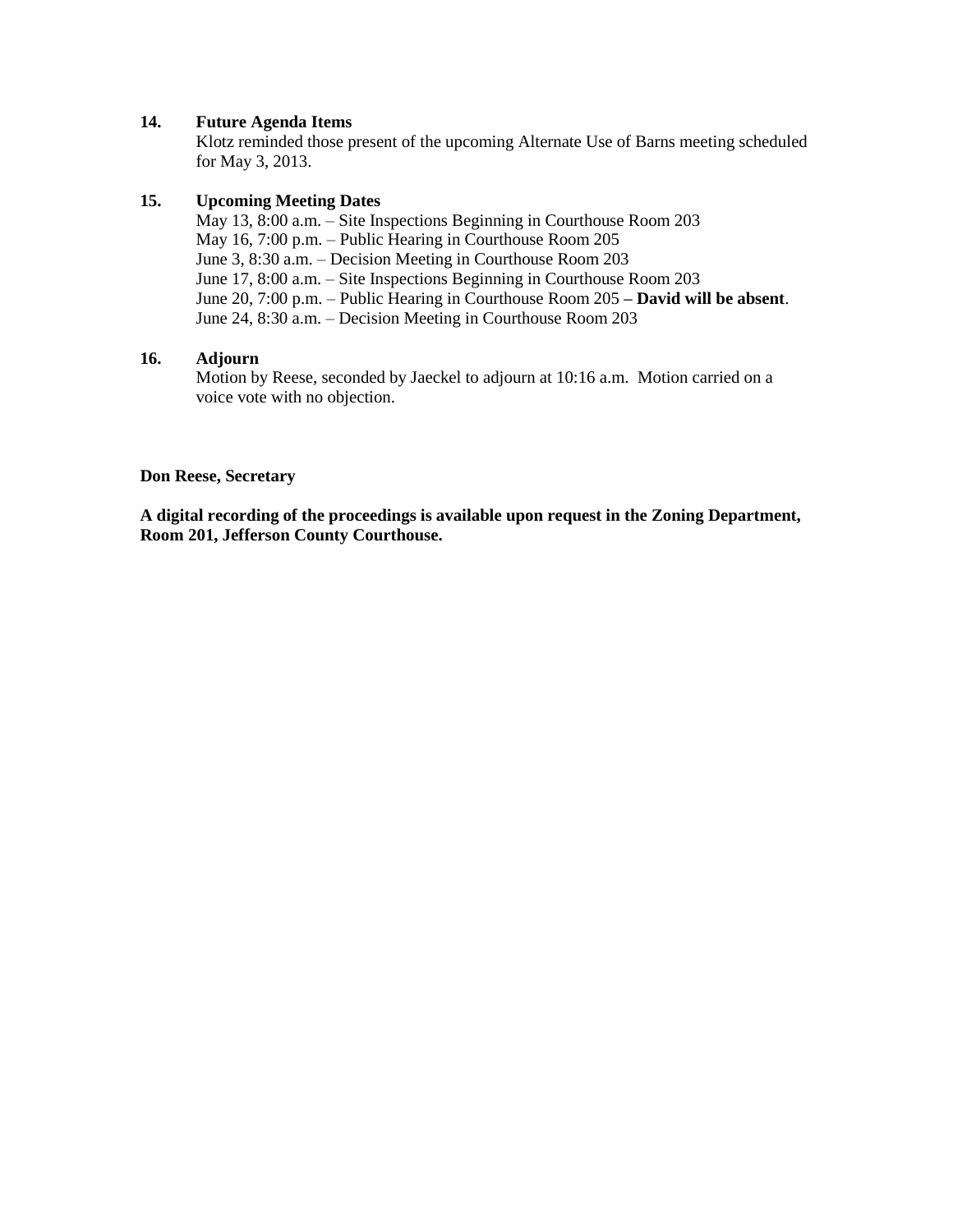**14. Future Agenda Items**

Klotz reminded those present of the upcoming Alternate Use of Barns meeting scheduled for May 3, 2013.

**15. Upcoming Meeting Dates**

May 13, 8:00 a.m. – Site Inspections Beginning in Courthouse Room 203
May 16, 7:00 p.m. – Public Hearing in Courthouse Room 205
June 3, 8:30 a.m. – Decision Meeting in Courthouse Room 203
June 17, 8:00 a.m. – Site Inspections Beginning in Courthouse Room 203
June 20, 7:00 p.m. – Public Hearing in Courthouse Room 205 **– David will be absent**.
June 24, 8:30 a.m. – Decision Meeting in Courthouse Room 203

**16. Adjourn**

Motion by Reese, seconded by Jaeckel to adjourn at 10:16 a.m. Motion carried on a voice vote with no objection.

**Don Reese, Secretary**

**A digital recording of the proceedings is available upon request in the Zoning Department, Room 201, Jefferson County Courthouse.**